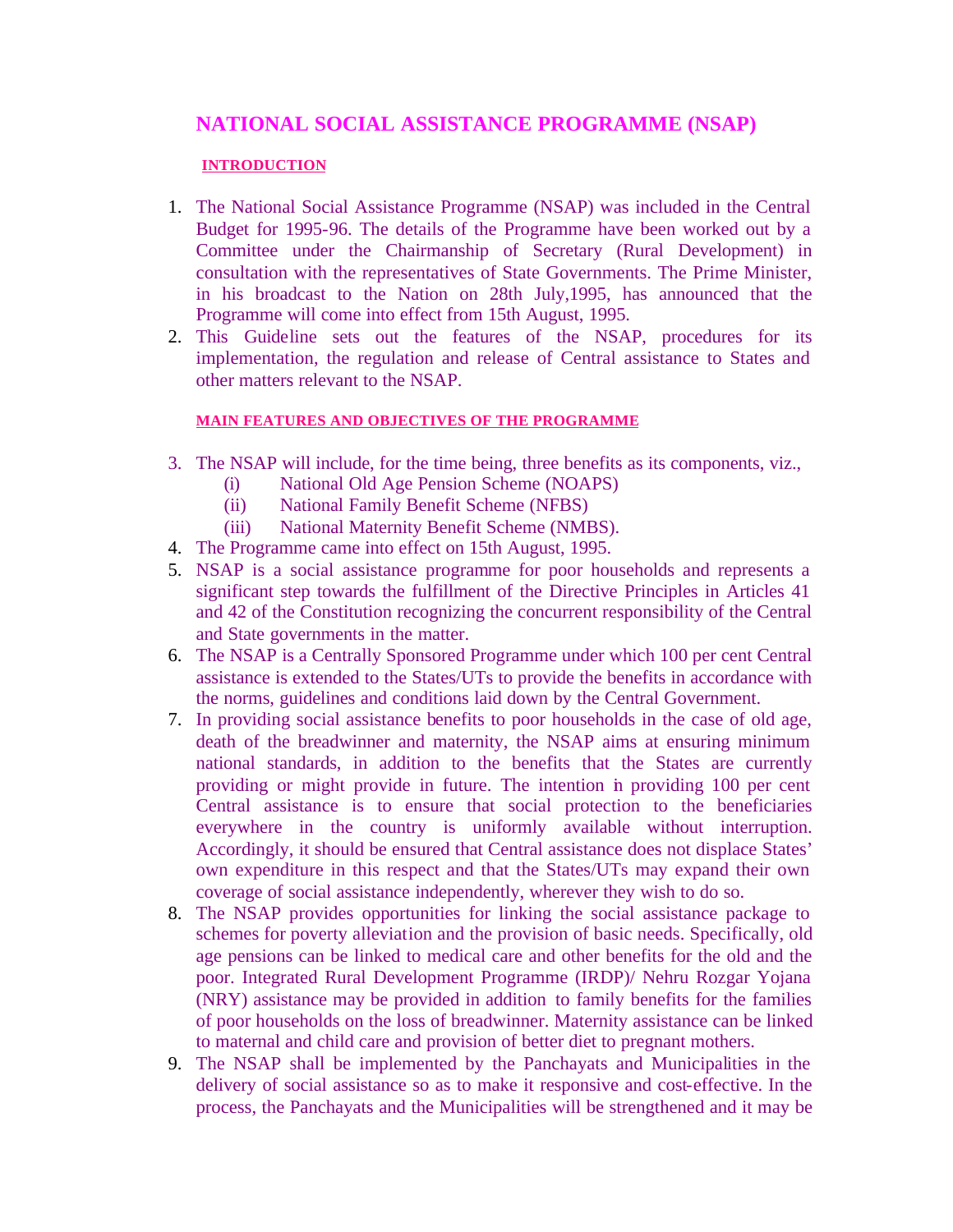# NATIONAL SOCIAL ASSISTANCE PROGRAMME (NSAP)

## INTRODUCTION

1. The National Social Assistance Programme (NSAP) was included in the Central Budget for 1995-96. The details of the Programme have been worked out by a Committee under the Chairmanship of Secretary (Rural Development) in consultation with the representatives of State Governments. The Prime Minister, in his broadcast to the Nation on 28th July,1995, has announced that the Programme will come into effect from 15th August, 1995.
2. This Guideline sets out the features of the NSAP, procedures for its implementation, the regulation and release of Central assistance to States and other matters relevant to the NSAP.

## MAIN FEATURES AND OBJECTIVES OF THE PROGRAMME

3. The NSAP will include, for the time being, three benefits as its components, viz.,
   - (i) National Old Age Pension Scheme (NOAPS)
   - (ii) National Family Benefit Scheme (NFBS)
   - (iii) National Maternity Benefit Scheme (NMBS).
4. The Programme came into effect on 15th August, 1995.
5. NSAP is a social assistance programme for poor households and represents a significant step towards the fulfillment of the Directive Principles in Articles 41 and 42 of the Constitution recognizing the concurrent responsibility of the Central and State governments in the matter.
6. The NSAP is a Centrally Sponsored Programme under which 100 per cent Central assistance is extended to the States/UTs to provide the benefits in accordance with the norms, guidelines and conditions laid down by the Central Government.
7. In providing social assistance benefits to poor households in the case of old age, death of the breadwinner and maternity, the NSAP aims at ensuring minimum national standards, in addition to the benefits that the States are currently providing or might provide in future. The intention in providing 100 per cent Central assistance is to ensure that social protection to the beneficiaries everywhere in the country is uniformly available without interruption. Accordingly, it should be ensured that Central assistance does not displace States' own expenditure in this respect and that the States/UTs may expand their own coverage of social assistance independently, wherever they wish to do so.
8. The NSAP provides opportunities for linking the social assistance package to schemes for poverty alleviation and the provision of basic needs. Specifically, old age pensions can be linked to medical care and other benefits for the old and the poor. Integrated Rural Development Programme (IRDP)/ Nehru Rozgar Yojana (NRY) assistance may be provided in addition to family benefits for the families of poor households on the loss of breadwinner. Maternity assistance can be linked to maternal and child care and provision of better diet to pregnant mothers.
9. The NSAP shall be implemented by the Panchayats and Municipalities in the delivery of social assistance so as to make it responsive and cost-effective. In the process, the Panchayats and the Municipalities will be strengthened and it may be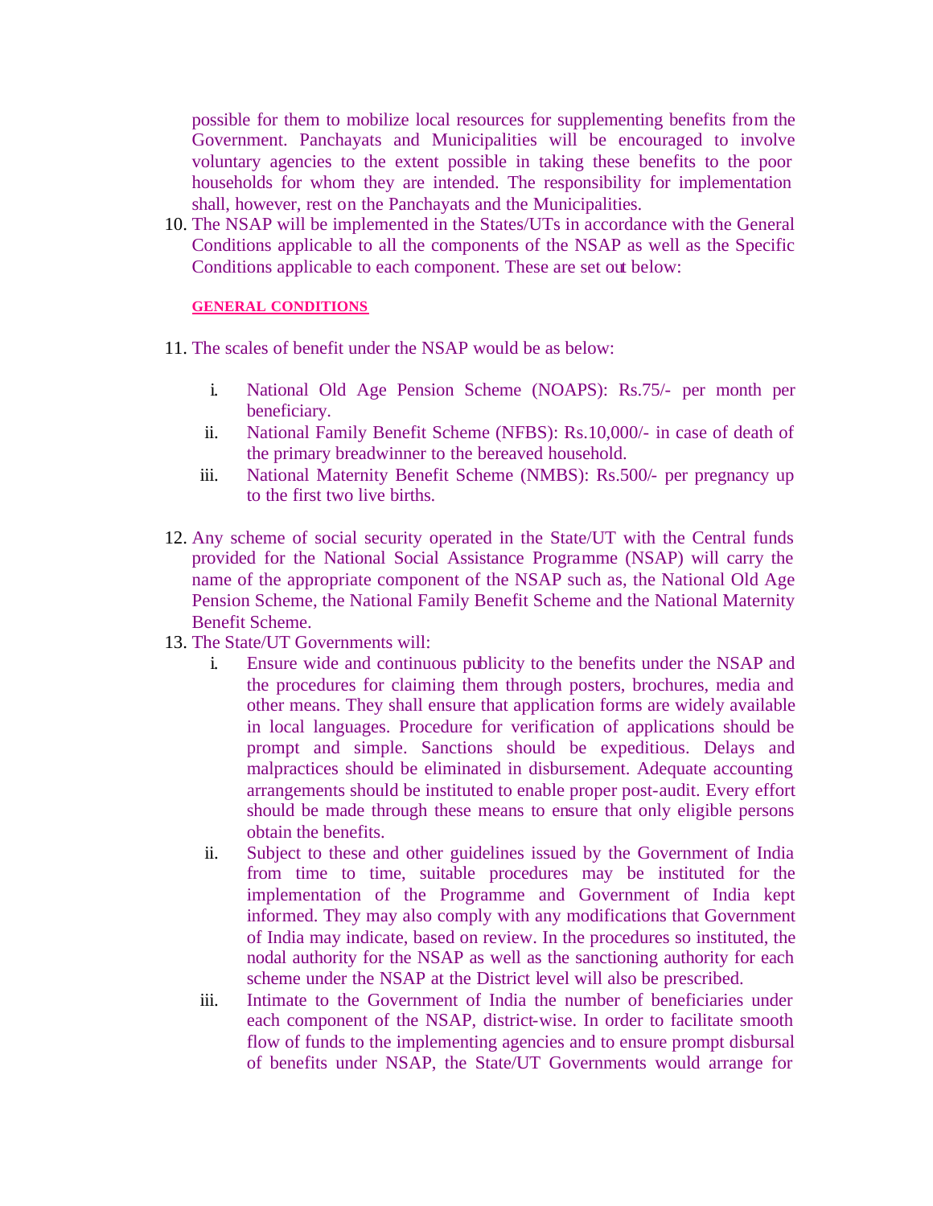possible for them to mobilize local resources for supplementing benefits from the Government. Panchayats and Municipalities will be encouraged to involve voluntary agencies to the extent possible in taking these benefits to the poor households for whom they are intended. The responsibility for implementation shall, however, rest on the Panchayats and the Municipalities.

10. The NSAP will be implemented in the States/UTs in accordance with the General Conditions applicable to all the components of the NSAP as well as the Specific Conditions applicable to each component. These are set out below:

## GENERAL CONDITIONS

11. The scales of benefit under the NSAP would be as below:

    i. National Old Age Pension Scheme (NOAPS): Rs.75/- per month per beneficiary.
    ii. National Family Benefit Scheme (NFBS): Rs.10,000/- in case of death of the primary breadwinner to the bereaved household.
    iii. National Maternity Benefit Scheme (NMBS): Rs.500/- per pregnancy up to the first two live births.

12. Any scheme of social security operated in the State/UT with the Central funds provided for the National Social Assistance Programme (NSAP) will carry the name of the appropriate component of the NSAP such as, the National Old Age Pension Scheme, the National Family Benefit Scheme and the National Maternity Benefit Scheme.
13. The State/UT Governments will:
    i. Ensure wide and continuous publicity to the benefits under the NSAP and the procedures for claiming them through posters, brochures, media and other means. They shall ensure that application forms are widely available in local languages. Procedure for verification of applications should be prompt and simple. Sanctions should be expeditious. Delays and malpractices should be eliminated in disbursement. Adequate accounting arrangements should be instituted to enable proper post-audit. Every effort should be made through these means to ensure that only eligible persons obtain the benefits.
    ii. Subject to these and other guidelines issued by the Government of India from time to time, suitable procedures may be instituted for the implementation of the Programme and Government of India kept informed. They may also comply with any modifications that Government of India may indicate, based on review. In the procedures so instituted, the nodal authority for the NSAP as well as the sanctioning authority for each scheme under the NSAP at the District level will also be prescribed.
    iii. Intimate to the Government of India the number of beneficiaries under each component of the NSAP, district-wise. In order to facilitate smooth flow of funds to the implementing agencies and to ensure prompt disbursal of benefits under NSAP, the State/UT Governments would arrange for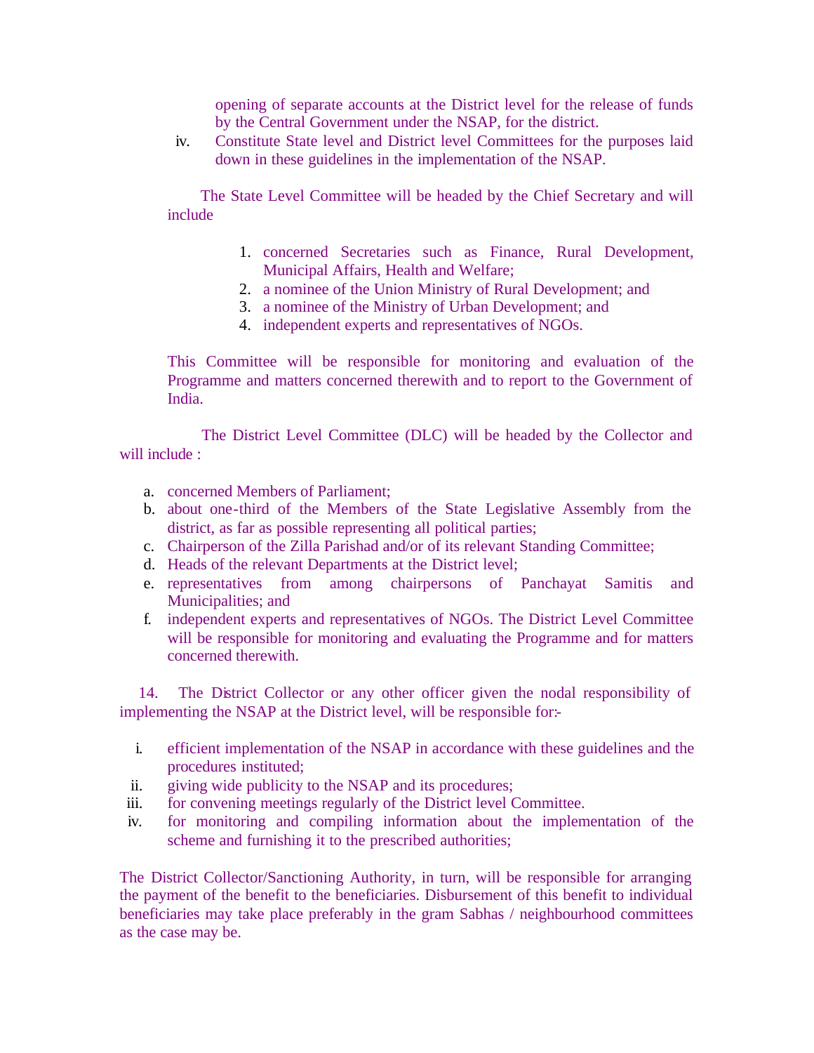opening of separate accounts at the District level for the release of funds by the Central Government under the NSAP, for the district.

iv. Constitute State level and District level Committees for the purposes laid down in these guidelines in the implementation of the NSAP.

The State Level Committee will be headed by the Chief Secretary and will include

1. concerned Secretaries such as Finance, Rural Development, Municipal Affairs, Health and Welfare;
2. a nominee of the Union Ministry of Rural Development; and
3. a nominee of the Ministry of Urban Development; and
4. independent experts and representatives of NGOs.

This Committee will be responsible for monitoring and evaluation of the Programme and matters concerned therewith and to report to the Government of India.

The District Level Committee (DLC) will be headed by the Collector and will include :

a. concerned Members of Parliament;
b. about one-third of the Members of the State Legislative Assembly from the district, as far as possible representing all political parties;
c. Chairperson of the Zilla Parishad and/or of its relevant Standing Committee;
d. Heads of the relevant Departments at the District level;
e. representatives from among chairpersons of Panchayat Samitis and Municipalities; and
f. independent experts and representatives of NGOs. The District Level Committee will be responsible for monitoring and evaluating the Programme and for matters concerned therewith.

14. The District Collector or any other officer given the nodal responsibility of implementing the NSAP at the District level, will be responsible for:-

i. efficient implementation of the NSAP in accordance with these guidelines and the procedures instituted;
ii. giving wide publicity to the NSAP and its procedures;
iii. for convening meetings regularly of the District level Committee.
iv. for monitoring and compiling information about the implementation of the scheme and furnishing it to the prescribed authorities;

The District Collector/Sanctioning Authority, in turn, will be responsible for arranging the payment of the benefit to the beneficiaries. Disbursement of this benefit to individual beneficiaries may take place preferably in the gram Sabhas / neighbourhood committees as the case may be.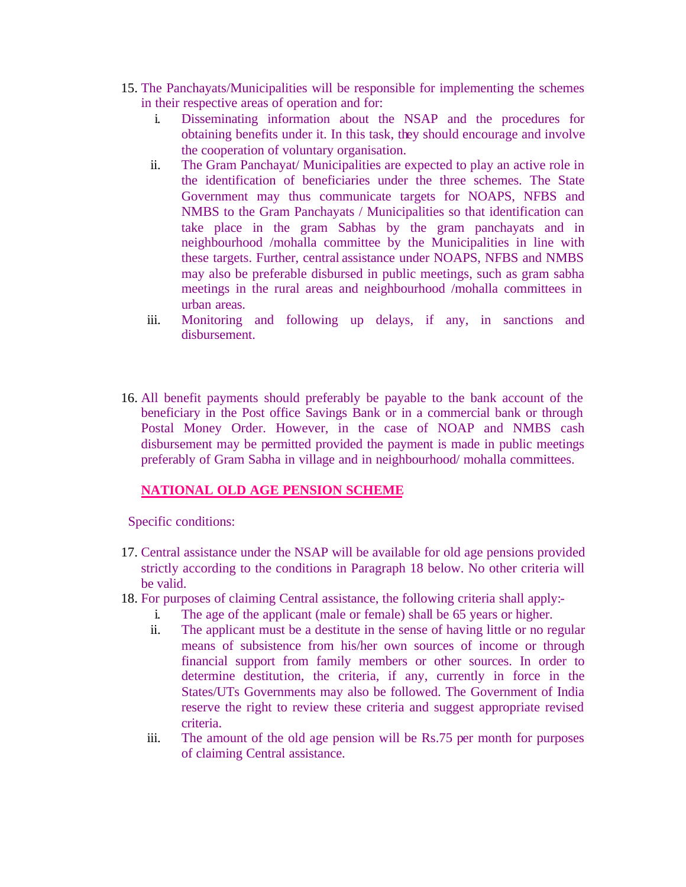15. The Panchayats/Municipalities will be responsible for implementing the schemes in their respective areas of operation and for:
    i. Disseminating information about the NSAP and the procedures for obtaining benefits under it. In this task, they should encourage and involve the cooperation of voluntary organisation.
    ii. The Gram Panchayat/ Municipalities are expected to play an active role in the identification of beneficiaries under the three schemes. The State Government may thus communicate targets for NOAPS, NFBS and NMBS to the Gram Panchayats / Municipalities so that identification can take place in the gram Sabhas by the gram panchayats and in neighbourhood /mohalla committee by the Municipalities in line with these targets. Further, central assistance under NOAPS, NFBS and NMBS may also be preferable disbursed in public meetings, such as gram sabha meetings in the rural areas and neighbourhood /mohalla committees in urban areas.
    iii. Monitoring and following up delays, if any, in sanctions and disbursement.

16. All benefit payments should preferably be payable to the bank account of the beneficiary in the Post office Savings Bank or in a commercial bank or through Postal Money Order. However, in the case of NOAP and NMBS cash disbursement may be permitted provided the payment is made in public meetings preferably of Gram Sabha in village and in neighbourhood/ mohalla committees.

## NATIONAL OLD AGE PENSION SCHEME

Specific conditions:

17. Central assistance under the NSAP will be available for old age pensions provided strictly according to the conditions in Paragraph 18 below. No other criteria will be valid.
18. For purposes of claiming Central assistance, the following criteria shall apply:-
    i. The age of the applicant (male or female) shall be 65 years or higher.
    ii. The applicant must be a destitute in the sense of having little or no regular means of subsistence from his/her own sources of income or through financial support from family members or other sources. In order to determine destitution, the criteria, if any, currently in force in the States/UTs Governments may also be followed. The Government of India reserve the right to review these criteria and suggest appropriate revised criteria.
    iii. The amount of the old age pension will be Rs.75 per month for purposes of claiming Central assistance.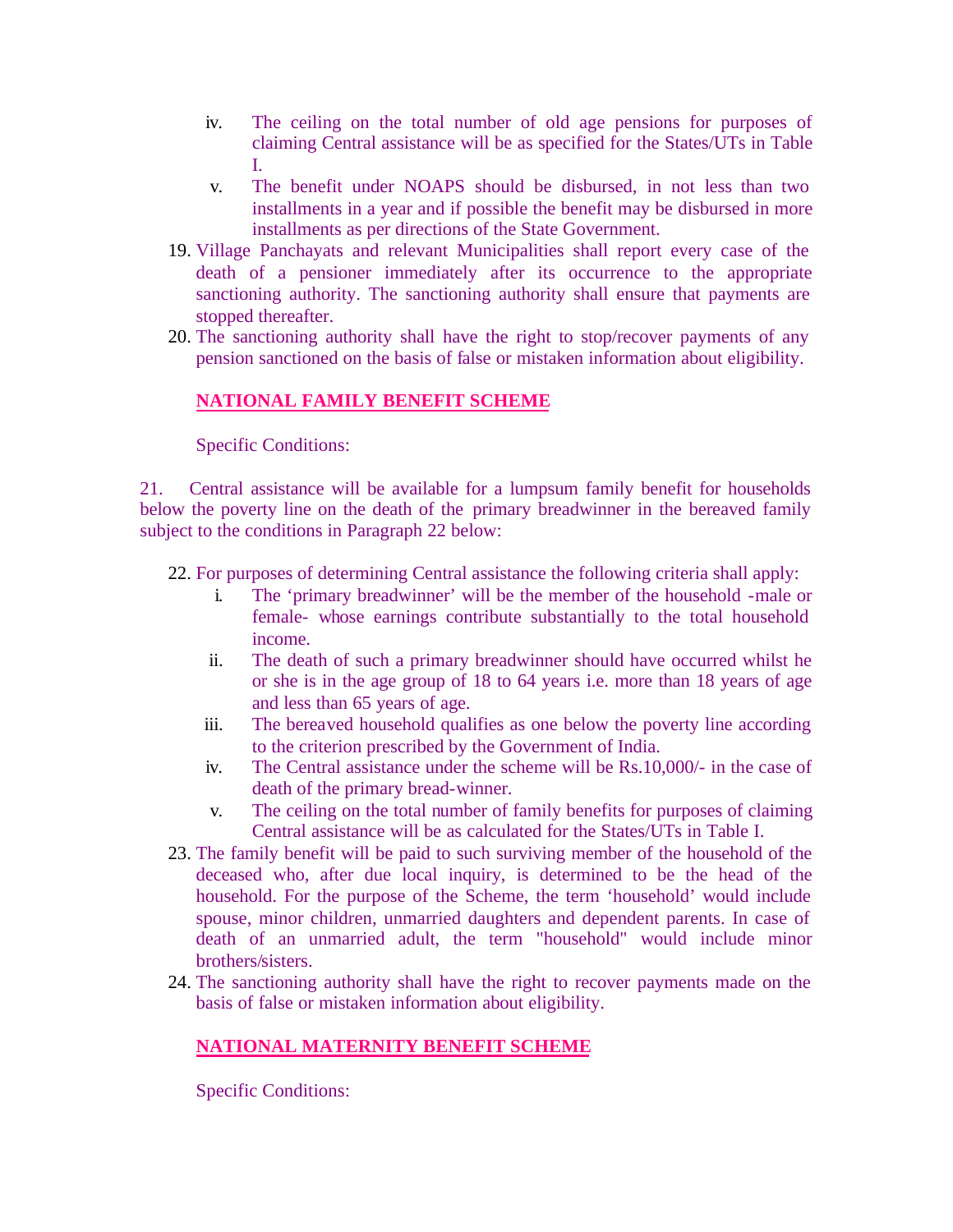iv. The ceiling on the total number of old age pensions for purposes of claiming Central assistance will be as specified for the States/UTs in Table I.

v. The benefit under NOAPS should be disbursed, in not less than two installments in a year and if possible the benefit may be disbursed in more installments as per directions of the State Government.

19. Village Panchayats and relevant Municipalities shall report every case of the death of a pensioner immediately after its occurrence to the appropriate sanctioning authority. The sanctioning authority shall ensure that payments are stopped thereafter.

20. The sanctioning authority shall have the right to stop/recover payments of any pension sanctioned on the basis of false or mistaken information about eligibility.

## NATIONAL FAMILY BENEFIT SCHEME

Specific Conditions:

21. Central assistance will be available for a lumpsum family benefit for households below the poverty line on the death of the primary breadwinner in the bereaved family subject to the conditions in Paragraph 22 below:

22. For purposes of determining Central assistance the following criteria shall apply:

    i. The 'primary breadwinner' will be the member of the household -male or female- whose earnings contribute substantially to the total household income.

    ii. The death of such a primary breadwinner should have occurred whilst he or she is in the age group of 18 to 64 years i.e. more than 18 years of age and less than 65 years of age.

    iii. The bereaved household qualifies as one below the poverty line according to the criterion prescribed by the Government of India.

    iv. The Central assistance under the scheme will be Rs.10,000/- in the case of death of the primary bread-winner.

    v. The ceiling on the total number of family benefits for purposes of claiming Central assistance will be as calculated for the States/UTs in Table I.

23. The family benefit will be paid to such surviving member of the household of the deceased who, after due local inquiry, is determined to be the head of the household. For the purpose of the Scheme, the term 'household' would include spouse, minor children, unmarried daughters and dependent parents. In case of death of an unmarried adult, the term "household" would include minor brothers/sisters.

24. The sanctioning authority shall have the right to recover payments made on the basis of false or mistaken information about eligibility.

## NATIONAL MATERNITY BENEFIT SCHEME

Specific Conditions: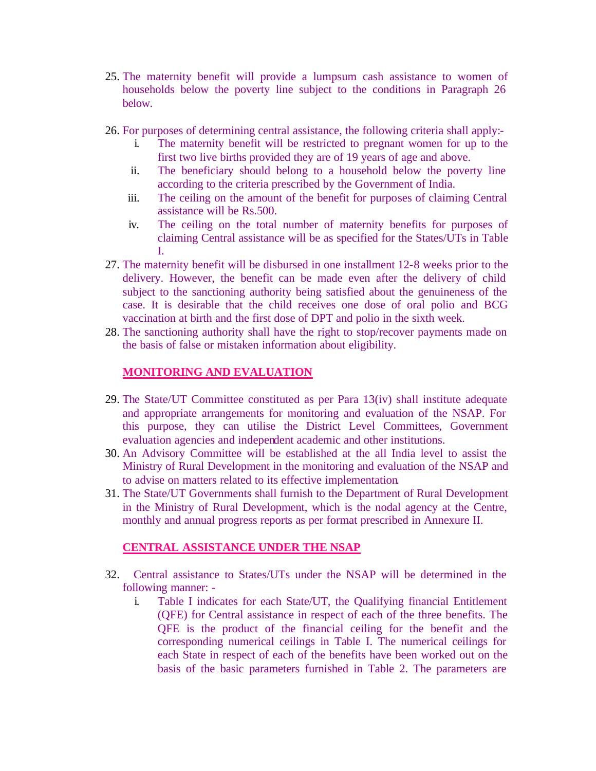25. The maternity benefit will provide a lumpsum cash assistance to women of households below the poverty line subject to the conditions in Paragraph 26 below.

26. For purposes of determining central assistance, the following criteria shall apply:-
    i. The maternity benefit will be restricted to pregnant women for up to the first two live births provided they are of 19 years of age and above.
    ii. The beneficiary should belong to a household below the poverty line according to the criteria prescribed by the Government of India.
    iii. The ceiling on the amount of the benefit for purposes of claiming Central assistance will be Rs.500.
    iv. The ceiling on the total number of maternity benefits for purposes of claiming Central assistance will be as specified for the States/UTs in Table I.

27. The maternity benefit will be disbursed in one installment 12-8 weeks prior to the delivery. However, the benefit can be made even after the delivery of child subject to the sanctioning authority being satisfied about the genuineness of the case. It is desirable that the child receives one dose of oral polio and BCG vaccination at birth and the first dose of DPT and polio in the sixth week.

28. The sanctioning authority shall have the right to stop/recover payments made on the basis of false or mistaken information about eligibility.

## MONITORING AND EVALUATION

29. The State/UT Committee constituted as per Para 13(iv) shall institute adequate and appropriate arrangements for monitoring and evaluation of the NSAP. For this purpose, they can utilise the District Level Committees, Government evaluation agencies and independent academic and other institutions.

30. An Advisory Committee will be established at the all India level to assist the Ministry of Rural Development in the monitoring and evaluation of the NSAP and to advise on matters related to its effective implementation.

31. The State/UT Governments shall furnish to the Department of Rural Development in the Ministry of Rural Development, which is the nodal agency at the Centre, monthly and annual progress reports as per format prescribed in Annexure II.

## CENTRAL ASSISTANCE UNDER THE NSAP

32. Central assistance to States/UTs under the NSAP will be determined in the following manner: -
    i. Table I indicates for each State/UT, the Qualifying financial Entitlement (QFE) for Central assistance in respect of each of the three benefits. The QFE is the product of the financial ceiling for the benefit and the corresponding numerical ceilings in Table I. The numerical ceilings for each State in respect of each of the benefits have been worked out on the basis of the basic parameters furnished in Table 2. The parameters are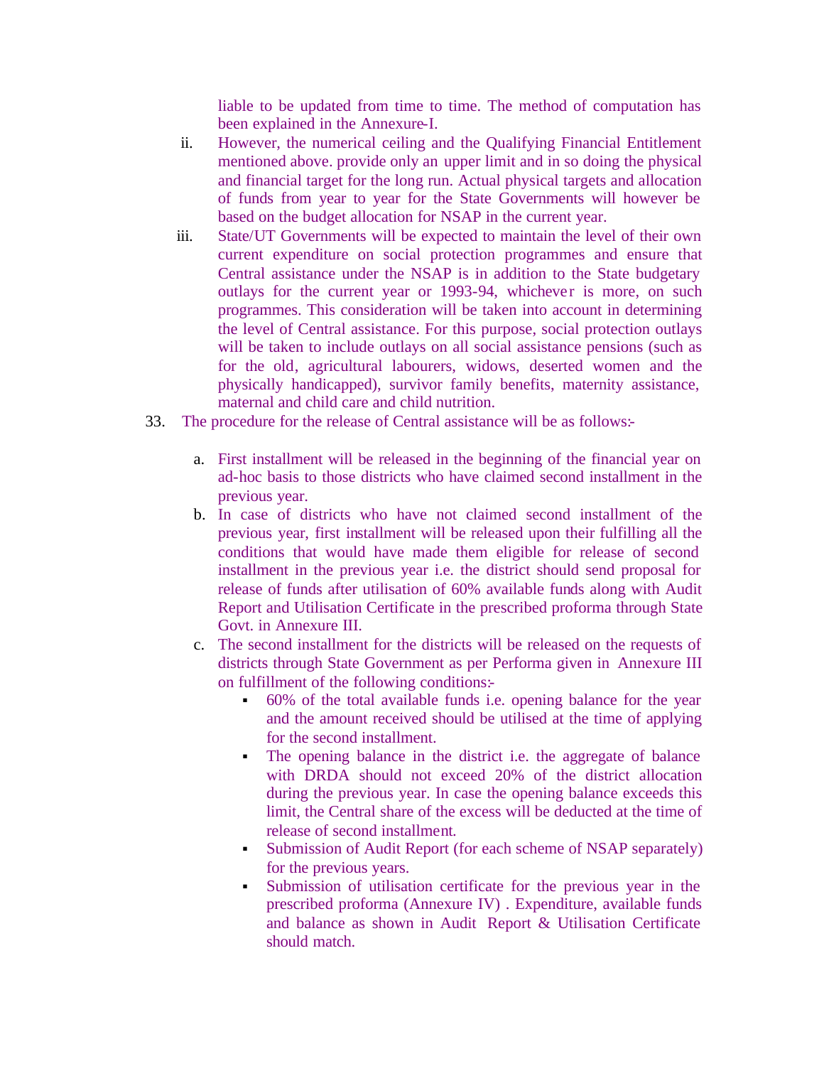liable to be updated from time to time. The method of computation has been explained in the Annexure-I.

ii. However, the numerical ceiling and the Qualifying Financial Entitlement mentioned above. provide only an upper limit and in so doing the physical and financial target for the long run. Actual physical targets and allocation of funds from year to year for the State Governments will however be based on the budget allocation for NSAP in the current year.

iii. State/UT Governments will be expected to maintain the level of their own current expenditure on social protection programmes and ensure that Central assistance under the NSAP is in addition to the State budgetary outlays for the current year or 1993-94, whichever is more, on such programmes. This consideration will be taken into account in determining the level of Central assistance. For this purpose, social protection outlays will be taken to include outlays on all social assistance pensions (such as for the old, agricultural labourers, widows, deserted women and the physically handicapped), survivor family benefits, maternity assistance, maternal and child care and child nutrition.

33. The procedure for the release of Central assistance will be as follows:-

   a. First installment will be released in the beginning of the financial year on ad-hoc basis to those districts who have claimed second installment in the previous year.
   b. In case of districts who have not claimed second installment of the previous year, first installment will be released upon their fulfilling all the conditions that would have made them eligible for release of second installment in the previous year i.e. the district should send proposal for release of funds after utilisation of 60% available funds along with Audit Report and Utilisation Certificate in the prescribed proforma through State Govt. in Annexure III.
   c. The second installment for the districts will be released on the requests of districts through State Government as per Performa given in Annexure III on fulfillment of the following conditions:-
      - 60% of the total available funds i.e. opening balance for the year and the amount received should be utilised at the time of applying for the second installment.
      - The opening balance in the district i.e. the aggregate of balance with DRDA should not exceed 20% of the district allocation during the previous year. In case the opening balance exceeds this limit, the Central share of the excess will be deducted at the time of release of second installment.
      - Submission of Audit Report (for each scheme of NSAP separately) for the previous years.
      - Submission of utilisation certificate for the previous year in the prescribed proforma (Annexure IV) . Expenditure, available funds and balance as shown in Audit Report & Utilisation Certificate should match.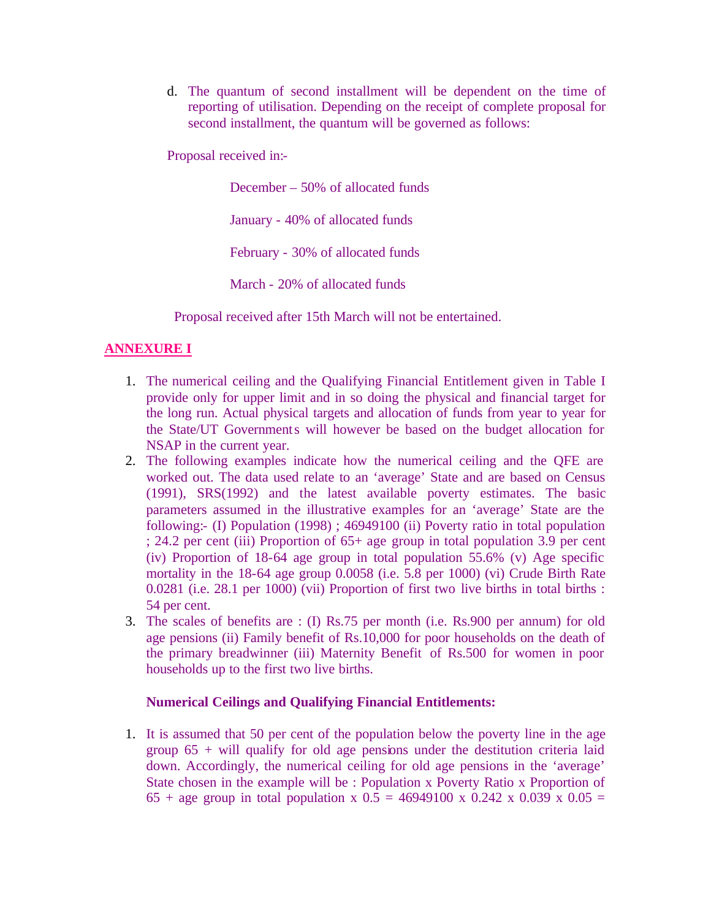d. The quantum of second installment will be dependent on the time of reporting of utilisation. Depending on the receipt of complete proposal for second installment, the quantum will be governed as follows:

Proposal received in:-

December – 50% of allocated funds

January - 40% of allocated funds

February - 30% of allocated funds

March - 20% of allocated funds

Proposal received after 15th March will not be entertained.

## ANNEXURE I

1. The numerical ceiling and the Qualifying Financial Entitlement given in Table I provide only for upper limit and in so doing the physical and financial target for the long run. Actual physical targets and allocation of funds from year to year for the State/UT Governments will however be based on the budget allocation for NSAP in the current year.
2. The following examples indicate how the numerical ceiling and the QFE are worked out. The data used relate to an 'average' State and are based on Census (1991), SRS(1992) and the latest available poverty estimates. The basic parameters assumed in the illustrative examples for an 'average' State are the following:- (I) Population (1998) ; 46949100 (ii) Poverty ratio in total population ; 24.2 per cent (iii) Proportion of 65+ age group in total population 3.9 per cent (iv) Proportion of 18-64 age group in total population 55.6% (v) Age specific mortality in the 18-64 age group 0.0058 (i.e. 5.8 per 1000) (vi) Crude Birth Rate 0.0281 (i.e. 28.1 per 1000) (vii) Proportion of first two live births in total births : 54 per cent.
3. The scales of benefits are : (I) Rs.75 per month (i.e. Rs.900 per annum) for old age pensions (ii) Family benefit of Rs.10,000 for poor households on the death of the primary breadwinner (iii) Maternity Benefit of Rs.500 for women in poor households up to the first two live births.

**Numerical Ceilings and Qualifying Financial Entitlements:**

1. It is assumed that 50 per cent of the population below the poverty line in the age group 65 + will qualify for old age pensions under the destitution criteria laid down. Accordingly, the numerical ceiling for old age pensions in the 'average' State chosen in the example will be : Population x Poverty Ratio x Proportion of 65 + age group in total population x 0.5 = 46949100 x 0.242 x 0.039 x 0.05 =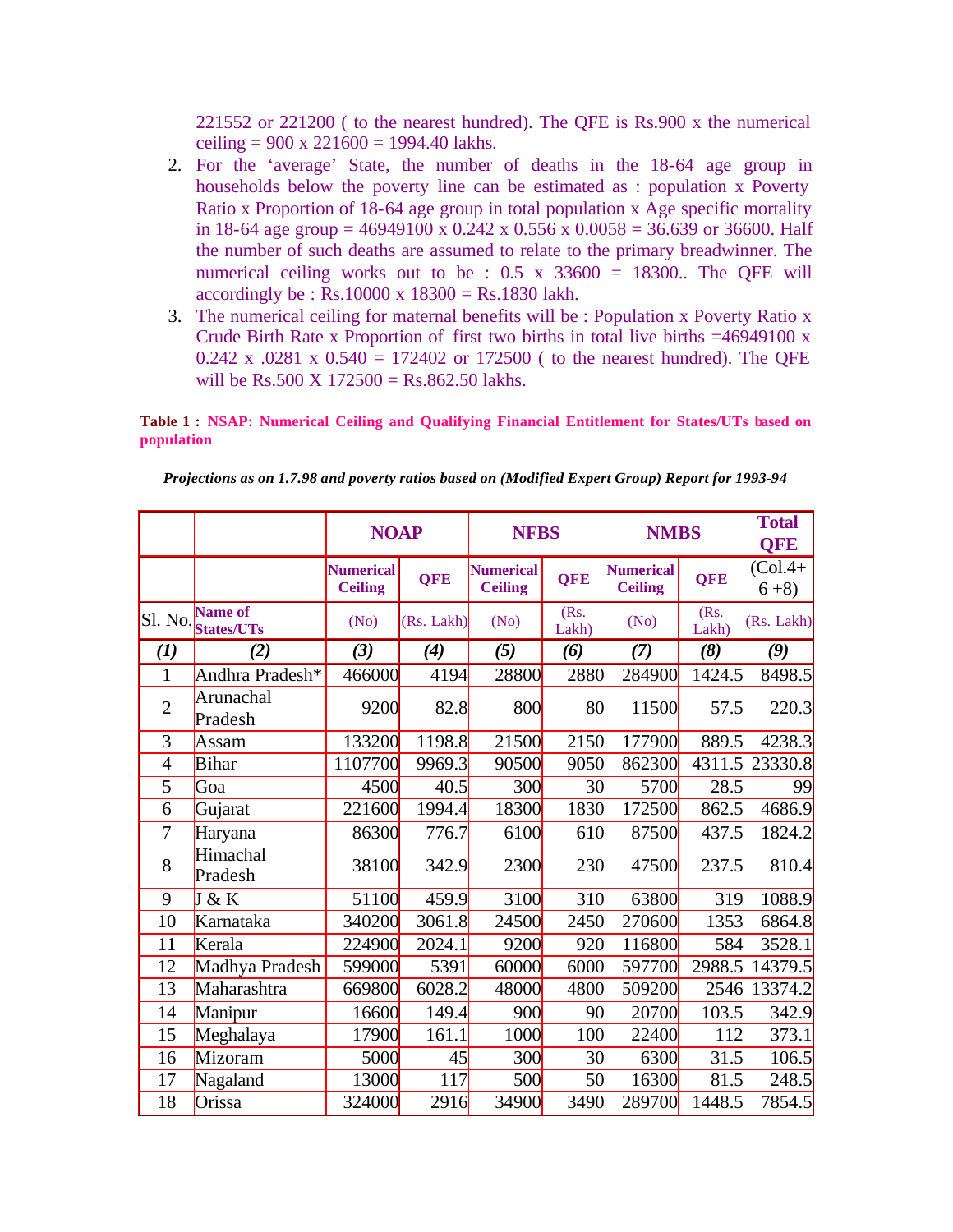221552 or 221200 ( to the nearest hundred). The QFE is Rs.900 x the numerical ceiling = 900 x 221600 = 1994.40 lakhs.

2. For the 'average' State, the number of deaths in the 18-64 age group in households below the poverty line can be estimated as : population x Poverty Ratio x Proportion of 18-64 age group in total population x Age specific mortality in 18-64 age group = 46949100 x 0.242 x 0.556 x 0.0058 = 36.639 or 36600. Half the number of such deaths are assumed to relate to the primary breadwinner. The numerical ceiling works out to be : 0.5 x 33600 = 18300.. The QFE will accordingly be : Rs.10000 x 18300 = Rs.1830 lakh.
3. The numerical ceiling for maternal benefits will be : Population x Poverty Ratio x Crude Birth Rate x Proportion of first two births in total live births =46949100 x 0.242 x .0281 x 0.540 = 172402 or 172500 ( to the nearest hundred). The QFE will be Rs.500 X 172500 = Rs.862.50 lakhs.

**Table 1 : NSAP: Numerical Ceiling and Qualifying Financial Entitlement for States/UTs based on population**

***Projections as on 1.7.98 and poverty ratios based on (Modified Expert Group) Report for 1993-94***

| | | NOAP | | NFBS | | NMBS | | Total QFE |
|---|---|---|---|---|---|---|---|---|
| | | Numerical Ceiling | QFE | Numerical Ceiling | QFE | Numerical Ceiling | QFE | (Col.4+ 6 +8) |
| Sl. No. | Name of States/UTs | (No) | (Rs. Lakh) | (No) | (Rs. Lakh) | (No) | (Rs. Lakh) | (Rs. Lakh) |
| *(1)* | *(2)* | *(3)* | *(4)* | *(5)* | *(6)* | *(7)* | *(8)* | *(9)* |
| 1 | Andhra Pradesh* | 466000 | 4194 | 28800 | 2880 | 284900 | 1424.5 | 8498.5 |
| 2 | Arunachal Pradesh | 9200 | 82.8 | 800 | 80 | 11500 | 57.5 | 220.3 |
| 3 | Assam | 133200 | 1198.8 | 21500 | 2150 | 177900 | 889.5 | 4238.3 |
| 4 | Bihar | 1107700 | 9969.3 | 90500 | 9050 | 862300 | 4311.5 | 23330.8 |
| 5 | Goa | 4500 | 40.5 | 300 | 30 | 5700 | 28.5 | 99 |
| 6 | Gujarat | 221600 | 1994.4 | 18300 | 1830 | 172500 | 862.5 | 4686.9 |
| 7 | Haryana | 86300 | 776.7 | 6100 | 610 | 87500 | 437.5 | 1824.2 |
| 8 | Himachal Pradesh | 38100 | 342.9 | 2300 | 230 | 47500 | 237.5 | 810.4 |
| 9 | J & K | 51100 | 459.9 | 3100 | 310 | 63800 | 319 | 1088.9 |
| 10 | Karnataka | 340200 | 3061.8 | 24500 | 2450 | 270600 | 1353 | 6864.8 |
| 11 | Kerala | 224900 | 2024.1 | 9200 | 920 | 116800 | 584 | 3528.1 |
| 12 | Madhya Pradesh | 599000 | 5391 | 60000 | 6000 | 597700 | 2988.5 | 14379.5 |
| 13 | Maharashtra | 669800 | 6028.2 | 48000 | 4800 | 509200 | 2546 | 13374.2 |
| 14 | Manipur | 16600 | 149.4 | 900 | 90 | 20700 | 103.5 | 342.9 |
| 15 | Meghalaya | 17900 | 161.1 | 1000 | 100 | 22400 | 112 | 373.1 |
| 16 | Mizoram | 5000 | 45 | 300 | 30 | 6300 | 31.5 | 106.5 |
| 17 | Nagaland | 13000 | 117 | 500 | 50 | 16300 | 81.5 | 248.5 |
| 18 | Orissa | 324000 | 2916 | 34900 | 3490 | 289700 | 1448.5 | 7854.5 |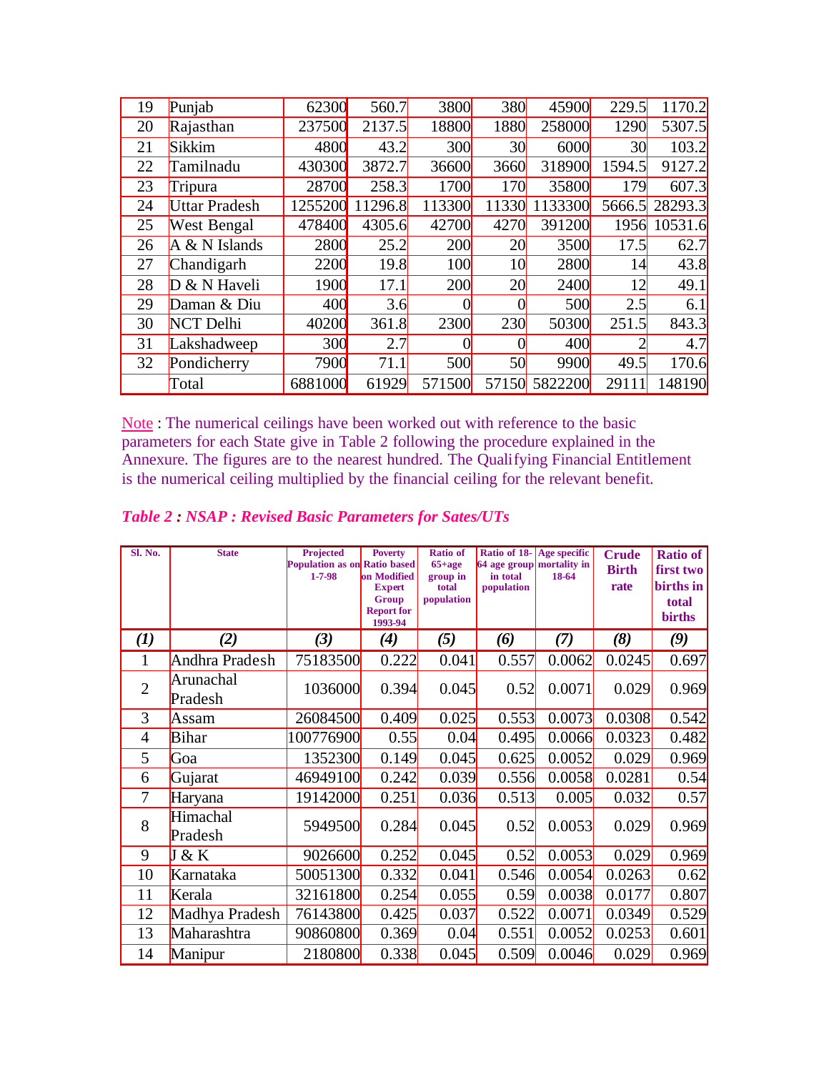| 19 | Punjab | 62300 | 560.7 | 3800 | 380 | 45900 | 229.5 | 1170.2 |
|---|---|---|---|---|---|---|---|---|
| 20 | Rajasthan | 237500 | 2137.5 | 18800 | 1880 | 258000 | 1290 | 5307.5 |
| 21 | Sikkim | 4800 | 43.2 | 300 | 30 | 6000 | 30 | 103.2 |
| 22 | Tamilnadu | 430300 | 3872.7 | 36600 | 3660 | 318900 | 1594.5 | 9127.2 |
| 23 | Tripura | 28700 | 258.3 | 1700 | 170 | 35800 | 179 | 607.3 |
| 24 | Uttar Pradesh | 1255200 | 11296.8 | 113300 | 11330 | 1133300 | 5666.5 | 28293.3 |
| 25 | West Bengal | 478400 | 4305.6 | 42700 | 4270 | 391200 | 1956 | 10531.6 |
| 26 | A & N Islands | 2800 | 25.2 | 200 | 20 | 3500 | 17.5 | 62.7 |
| 27 | Chandigarh | 2200 | 19.8 | 100 | 10 | 2800 | 14 | 43.8 |
| 28 | D & N Haveli | 1900 | 17.1 | 200 | 20 | 2400 | 12 | 49.1 |
| 29 | Daman & Diu | 400 | 3.6 | 0 | 0 | 500 | 2.5 | 6.1 |
| 30 | NCT Delhi | 40200 | 361.8 | 2300 | 230 | 50300 | 251.5 | 843.3 |
| 31 | Lakshadweep | 300 | 2.7 | 0 | 0 | 400 | 2 | 4.7 |
| 32 | Pondicherry | 7900 | 71.1 | 500 | 50 | 9900 | 49.5 | 170.6 |
| | Total | 6881000 | 61929 | 571500 | 57150 | 5822200 | 29111 | 148190 |

Note : The numerical ceilings have been worked out with reference to the basic parameters for each State give in Table 2 following the procedure explained in the Annexure. The figures are to the nearest hundred. The Qualifying Financial Entitlement is the numerical ceiling multiplied by the financial ceiling for the relevant benefit.

*Table 2 : NSAP : Revised Basic Parameters for Sates/UTs*

| Sl. No. | State | Projected Population as on 1-7-98 | Poverty Ratio based on Modified Expert Group Report for 1993-94 | Ratio of 65+age group in total population | Ratio of 18-64 age group in total population | Age specific mortality in 18-64 | Crude Birth rate | Ratio of first two births in total births |
|---|---|---|---|---|---|---|---|---|
| *(1)* | *(2)* | *(3)* | *(4)* | *(5)* | *(6)* | *(7)* | *(8)* | *(9)* |
| 1 | Andhra Pradesh | 75183500 | 0.222 | 0.041 | 0.557 | 0.0062 | 0.0245 | 0.697 |
| 2 | Arunachal Pradesh | 1036000 | 0.394 | 0.045 | 0.52 | 0.0071 | 0.029 | 0.969 |
| 3 | Assam | 26084500 | 0.409 | 0.025 | 0.553 | 0.0073 | 0.0308 | 0.542 |
| 4 | Bihar | 100776900 | 0.55 | 0.04 | 0.495 | 0.0066 | 0.0323 | 0.482 |
| 5 | Goa | 1352300 | 0.149 | 0.045 | 0.625 | 0.0052 | 0.029 | 0.969 |
| 6 | Gujarat | 46949100 | 0.242 | 0.039 | 0.556 | 0.0058 | 0.0281 | 0.54 |
| 7 | Haryana | 19142000 | 0.251 | 0.036 | 0.513 | 0.005 | 0.032 | 0.57 |
| 8 | Himachal Pradesh | 5949500 | 0.284 | 0.045 | 0.52 | 0.0053 | 0.029 | 0.969 |
| 9 | J & K | 9026600 | 0.252 | 0.045 | 0.52 | 0.0053 | 0.029 | 0.969 |
| 10 | Karnataka | 50051300 | 0.332 | 0.041 | 0.546 | 0.0054 | 0.0263 | 0.62 |
| 11 | Kerala | 32161800 | 0.254 | 0.055 | 0.59 | 0.0038 | 0.0177 | 0.807 |
| 12 | Madhya Pradesh | 76143800 | 0.425 | 0.037 | 0.522 | 0.0071 | 0.0349 | 0.529 |
| 13 | Maharashtra | 90860800 | 0.369 | 0.04 | 0.551 | 0.0052 | 0.0253 | 0.601 |
| 14 | Manipur | 2180800 | 0.338 | 0.045 | 0.509 | 0.0046 | 0.029 | 0.969 |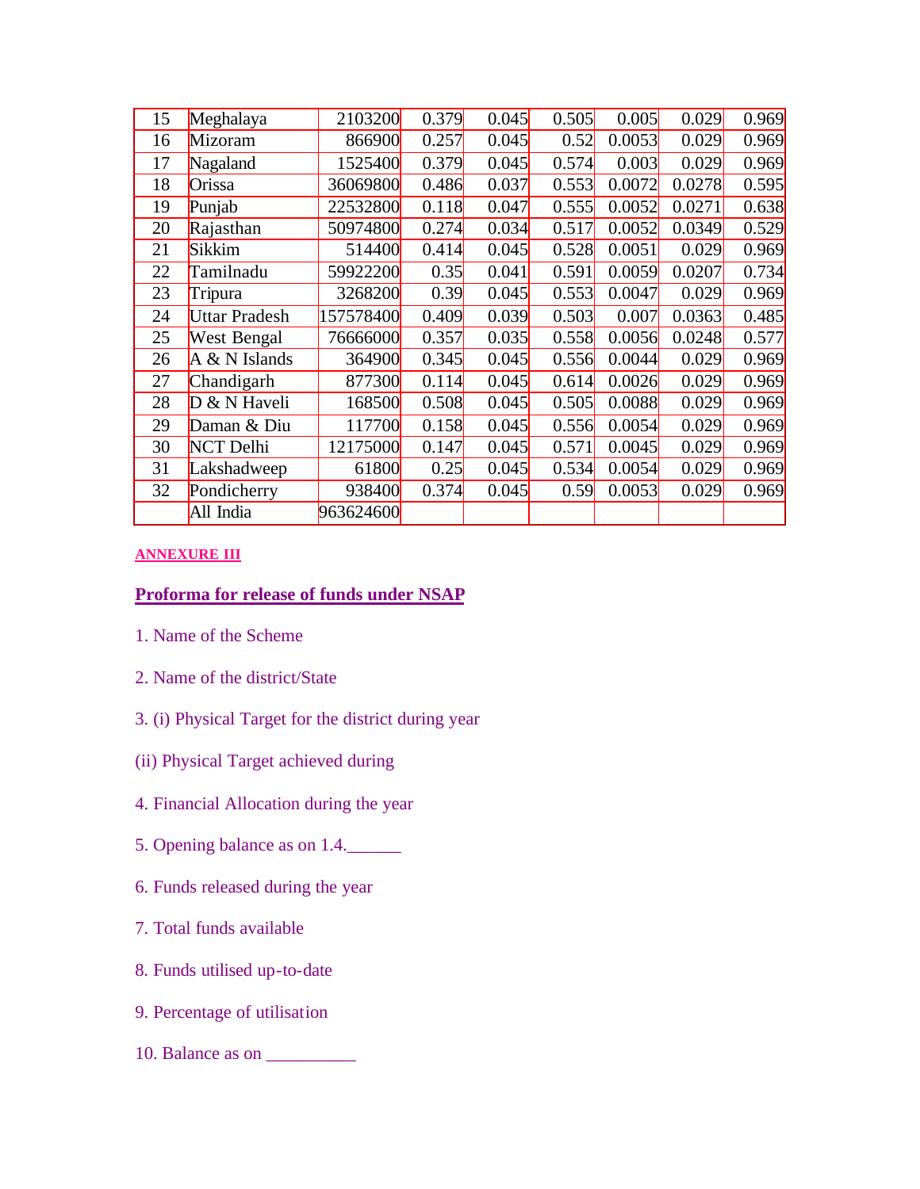| | | | | | | | | |
|---|---|---|---|---|---|---|---|---|
| 15 | Meghalaya | 2103200 | 0.379 | 0.045 | 0.505 | 0.005 | 0.029 | 0.969 |
| 16 | Mizoram | 866900 | 0.257 | 0.045 | 0.52 | 0.0053 | 0.029 | 0.969 |
| 17 | Nagaland | 1525400 | 0.379 | 0.045 | 0.574 | 0.003 | 0.029 | 0.969 |
| 18 | Orissa | 36069800 | 0.486 | 0.037 | 0.553 | 0.0072 | 0.0278 | 0.595 |
| 19 | Punjab | 22532800 | 0.118 | 0.047 | 0.555 | 0.0052 | 0.0271 | 0.638 |
| 20 | Rajasthan | 50974800 | 0.274 | 0.034 | 0.517 | 0.0052 | 0.0349 | 0.529 |
| 21 | Sikkim | 514400 | 0.414 | 0.045 | 0.528 | 0.0051 | 0.029 | 0.969 |
| 22 | Tamilnadu | 59922200 | 0.35 | 0.041 | 0.591 | 0.0059 | 0.0207 | 0.734 |
| 23 | Tripura | 3268200 | 0.39 | 0.045 | 0.553 | 0.0047 | 0.029 | 0.969 |
| 24 | Uttar Pradesh | 157578400 | 0.409 | 0.039 | 0.503 | 0.007 | 0.0363 | 0.485 |
| 25 | West Bengal | 76666000 | 0.357 | 0.035 | 0.558 | 0.0056 | 0.0248 | 0.577 |
| 26 | A & N Islands | 364900 | 0.345 | 0.045 | 0.556 | 0.0044 | 0.029 | 0.969 |
| 27 | Chandigarh | 877300 | 0.114 | 0.045 | 0.614 | 0.0026 | 0.029 | 0.969 |
| 28 | D & N Haveli | 168500 | 0.508 | 0.045 | 0.505 | 0.0088 | 0.029 | 0.969 |
| 29 | Daman & Diu | 117700 | 0.158 | 0.045 | 0.556 | 0.0054 | 0.029 | 0.969 |
| 30 | NCT Delhi | 12175000 | 0.147 | 0.045 | 0.571 | 0.0045 | 0.029 | 0.969 |
| 31 | Lakshadweep | 61800 | 0.25 | 0.045 | 0.534 | 0.0054 | 0.029 | 0.969 |
| 32 | Pondicherry | 938400 | 0.374 | 0.045 | 0.59 | 0.0053 | 0.029 | 0.969 |
| | All India | 963624600 | | | | | | |

**ANNEXURE III**

## Proforma for release of funds under NSAP

1. Name of the Scheme

2. Name of the district/State

3. (i) Physical Target for the district during year

(ii) Physical Target achieved during

4. Financial Allocation during the year

5. Opening balance as on 1.4.______

6. Funds released during the year

7. Total funds available

8. Funds utilised up-to-date

9. Percentage of utilisation

10. Balance as on __________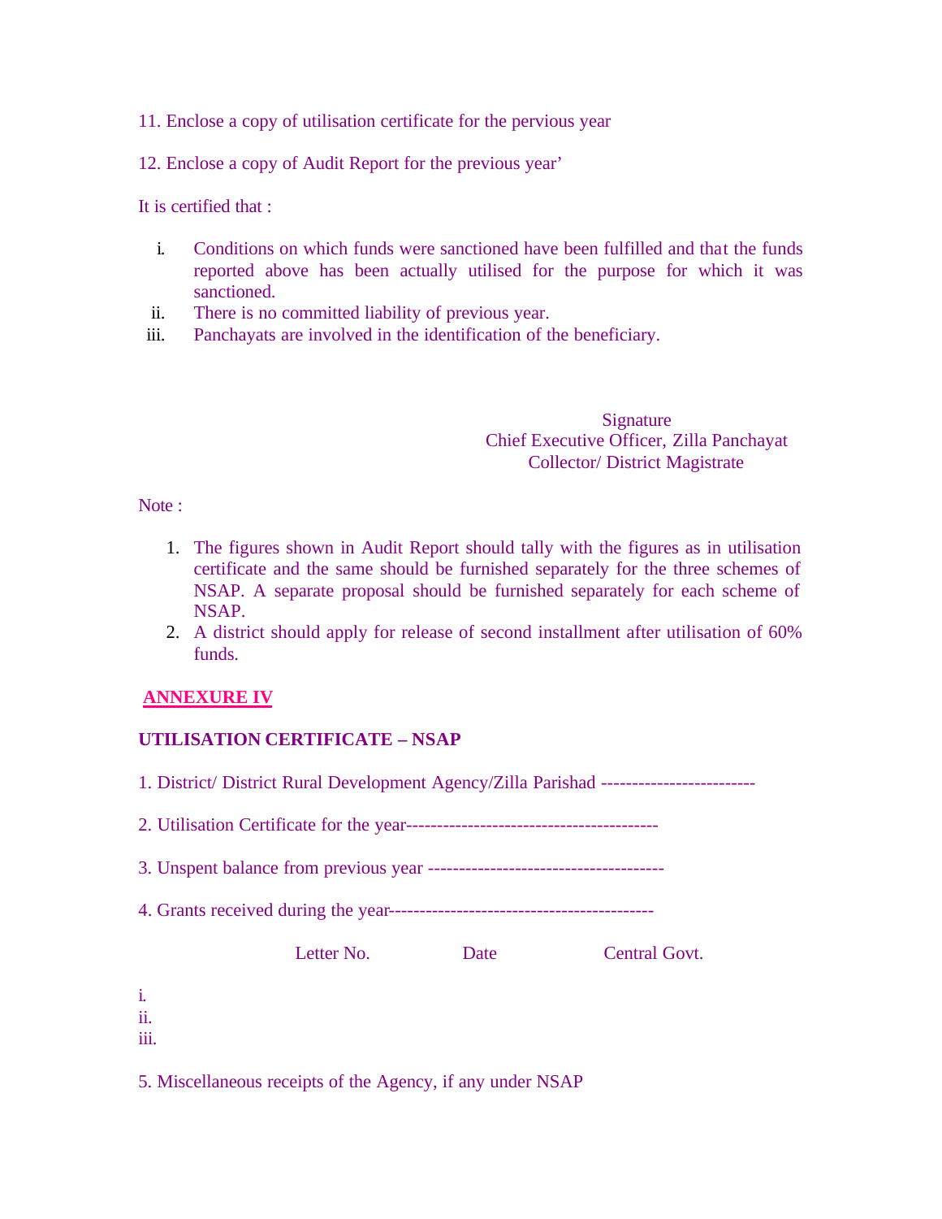11. Enclose a copy of utilisation certificate for the pervious year

12. Enclose a copy of Audit Report for the previous year'

It is certified that :

i. Conditions on which funds were sanctioned have been fulfilled and that the funds reported above has been actually utilised for the purpose for which it was sanctioned.
ii. There is no committed liability of previous year.
iii. Panchayats are involved in the identification of the beneficiary.

Signature
Chief Executive Officer, Zilla Panchayat
Collector/ District Magistrate

Note :

1. The figures shown in Audit Report should tally with the figures as in utilisation certificate and the same should be furnished separately for the three schemes of NSAP. A separate proposal should be furnished separately for each scheme of NSAP.
2. A district should apply for release of second installment after utilisation of 60% funds.

## ANNEXURE IV

### UTILISATION CERTIFICATE – NSAP

1. District/ District Rural Development Agency/Zilla Parishad -------------------------

2. Utilisation Certificate for the year----------------------------------------

3. Unspent balance from previous year --------------------------------------

4. Grants received during the year-------------------------------------------

| | Letter No. | Date | Central Govt. |
|---|---|---|---|
| i. | | | |
| ii. | | | |
| iii. | | | |

5. Miscellaneous receipts of the Agency, if any under NSAP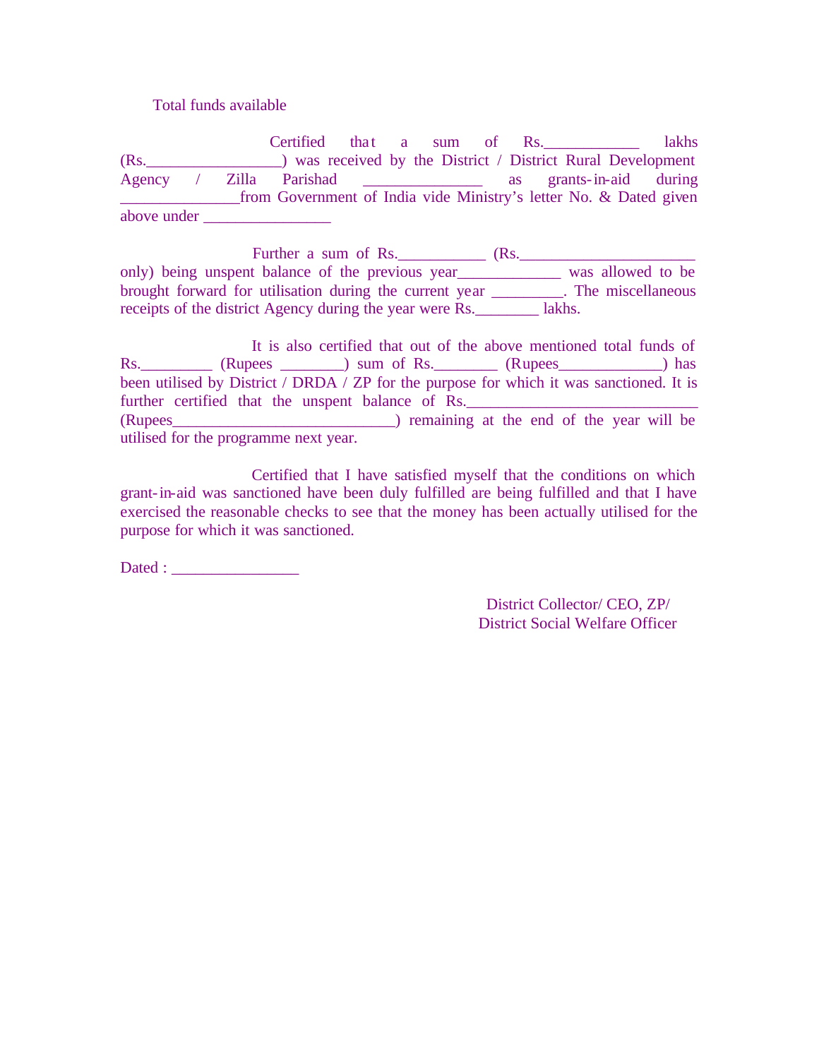Total funds available

Certified that a sum of Rs.____________ lakhs (Rs._________________) was received by the District / District Rural Development Agency / Zilla Parishad _______________ as grants-in-aid during _______________from Government of India vide Ministry's letter No. & Dated given above under ________________

Further a sum of Rs.___________ (Rs._____________________ only) being unspent balance of the previous year_____________ was allowed to be brought forward for utilisation during the current year _________. The miscellaneous receipts of the district Agency during the year were Rs.________ lakhs.

It is also certified that out of the above mentioned total funds of Rs._________ (Rupees ________) sum of Rs.________ (Rupees_____________) has been utilised by District / DRDA / ZP for the purpose for which it was sanctioned. It is further certified that the unspent balance of Rs.____________________________ (Rupees___________________________) remaining at the end of the year will be utilised for the programme next year.

Certified that I have satisfied myself that the conditions on which grant-in-aid was sanctioned have been duly fulfilled are being fulfilled and that I have exercised the reasonable checks to see that the money has been actually utilised for the purpose for which it was sanctioned.

Dated : ________________

District Collector/ CEO, ZP/
District Social Welfare Officer